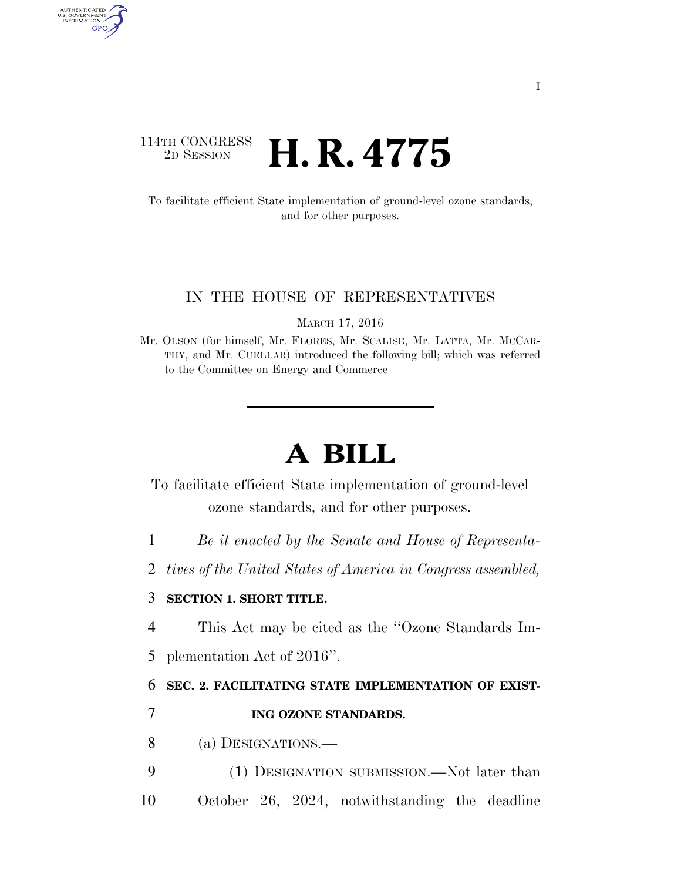114TH CONGRESS
2D SESSION

# H. R. 4775

To facilitate efficient State implementation of ground-level ozone standards, and for other purposes.

IN THE HOUSE OF REPRESENTATIVES

MARCH 17, 2016

Mr. OLSON (for himself, Mr. FLORES, Mr. SCALISE, Mr. LATTA, Mr. MCCARTHY, and Mr. CUELLAR) introduced the following bill; which was referred to the Committee on Energy and Commerce

# A BILL

To facilitate efficient State implementation of ground-level ozone standards, and for other purposes.

1 *Be it enacted by the Senate and House of Representa-*
2 *tives of the United States of America in Congress assembled,*

3 **SECTION 1. SHORT TITLE.**

4 This Act may be cited as the ''Ozone Standards Im-
5 plementation Act of 2016''.

6 **SEC. 2. FACILITATING STATE IMPLEMENTATION OF EXIST-**
7 **ING OZONE STANDARDS.**

8 (a) DESIGNATIONS.—

9 (1) DESIGNATION SUBMISSION.—Not later than
10 October 26, 2024, notwithstanding the deadline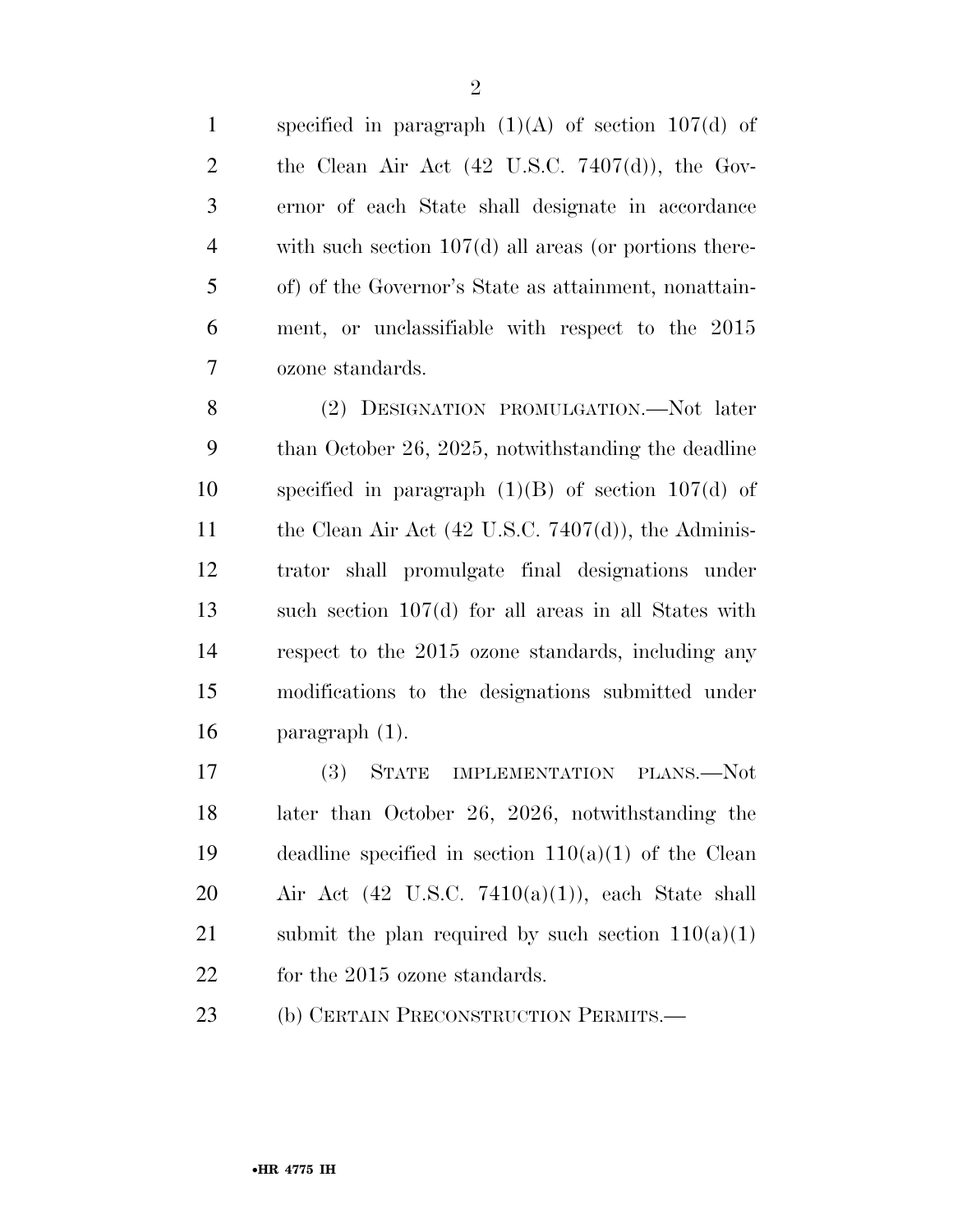specified in paragraph (1)(A) of section 107(d) of the Clean Air Act (42 U.S.C. 7407(d)), the Governor of each State shall designate in accordance with such section 107(d) all areas (or portions thereof) of the Governor's State as attainment, nonattainment, or unclassifiable with respect to the 2015 ozone standards.

(2) DESIGNATION PROMULGATION.—Not later than October 26, 2025, notwithstanding the deadline specified in paragraph (1)(B) of section 107(d) of the Clean Air Act (42 U.S.C. 7407(d)), the Administrator shall promulgate final designations under such section 107(d) for all areas in all States with respect to the 2015 ozone standards, including any modifications to the designations submitted under paragraph (1).

(3) STATE IMPLEMENTATION PLANS.—Not later than October 26, 2026, notwithstanding the deadline specified in section 110(a)(1) of the Clean Air Act (42 U.S.C. 7410(a)(1)), each State shall submit the plan required by such section 110(a)(1) for the 2015 ozone standards.

(b) CERTAIN PRECONSTRUCTION PERMITS.—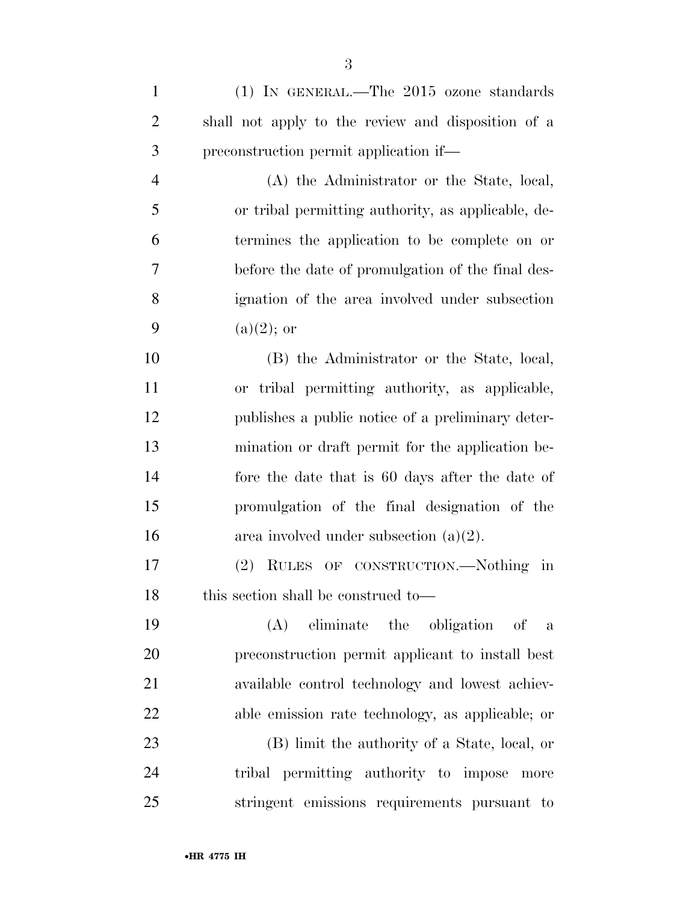(1) IN GENERAL.—The 2015 ozone standards shall not apply to the review and disposition of a preconstruction permit application if—

(A) the Administrator or the State, local, or tribal permitting authority, as applicable, determines the application to be complete on or before the date of promulgation of the final designation of the area involved under subsection (a)(2); or

(B) the Administrator or the State, local, or tribal permitting authority, as applicable, publishes a public notice of a preliminary determination or draft permit for the application before the date that is 60 days after the date of promulgation of the final designation of the area involved under subsection (a)(2).

(2) RULES OF CONSTRUCTION.—Nothing in this section shall be construed to—

(A) eliminate the obligation of a preconstruction permit applicant to install best available control technology and lowest achievable emission rate technology, as applicable; or

(B) limit the authority of a State, local, or tribal permitting authority to impose more stringent emissions requirements pursuant to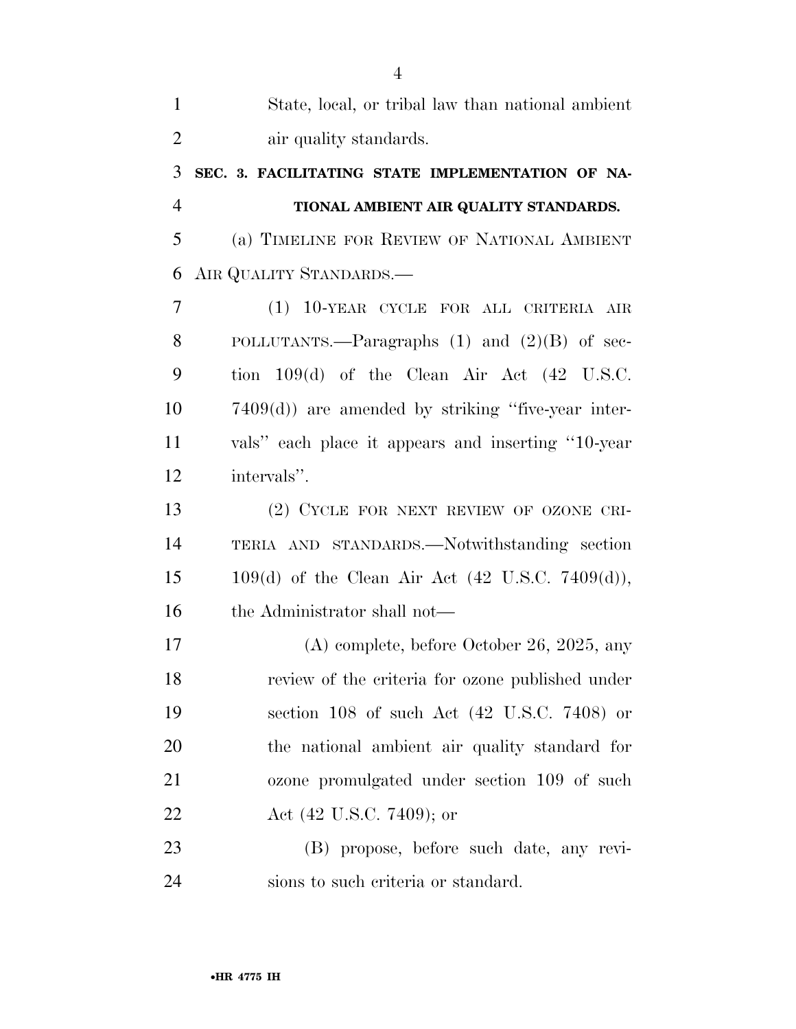State, local, or tribal law than national ambient air quality standards.

**SEC. 3. FACILITATING STATE IMPLEMENTATION OF NATIONAL AMBIENT AIR QUALITY STANDARDS.**

(a) TIMELINE FOR REVIEW OF NATIONAL AMBIENT AIR QUALITY STANDARDS.—

(1) 10-YEAR CYCLE FOR ALL CRITERIA AIR POLLUTANTS.—Paragraphs (1) and (2)(B) of section 109(d) of the Clean Air Act (42 U.S.C. 7409(d)) are amended by striking ''five-year intervals'' each place it appears and inserting ''10-year intervals''.

(2) CYCLE FOR NEXT REVIEW OF OZONE CRITERIA AND STANDARDS.—Notwithstanding section 109(d) of the Clean Air Act (42 U.S.C. 7409(d)), the Administrator shall not—

(A) complete, before October 26, 2025, any review of the criteria for ozone published under section 108 of such Act (42 U.S.C. 7408) or the national ambient air quality standard for ozone promulgated under section 109 of such Act (42 U.S.C. 7409); or

(B) propose, before such date, any revisions to such criteria or standard.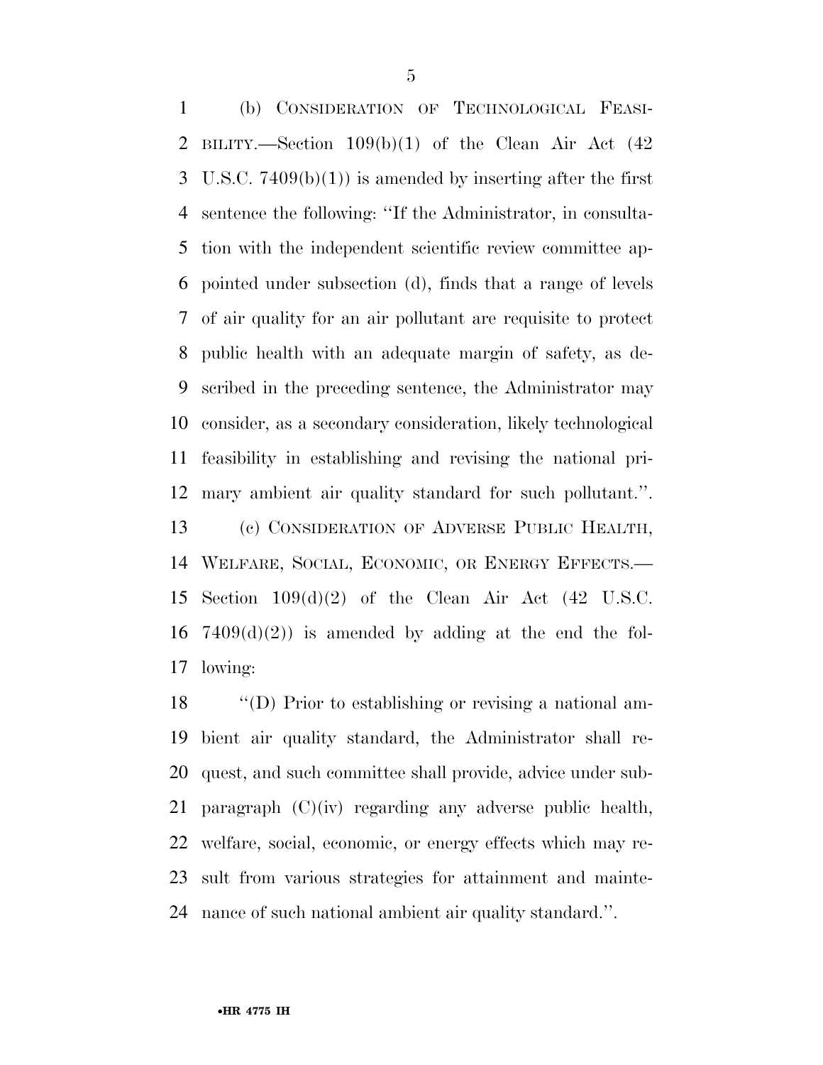(b) CONSIDERATION OF TECHNOLOGICAL FEASIBILITY.—Section 109(b)(1) of the Clean Air Act (42 U.S.C. 7409(b)(1)) is amended by inserting after the first sentence the following: ''If the Administrator, in consultation with the independent scientific review committee appointed under subsection (d), finds that a range of levels of air quality for an air pollutant are requisite to protect public health with an adequate margin of safety, as described in the preceding sentence, the Administrator may consider, as a secondary consideration, likely technological feasibility in establishing and revising the national primary ambient air quality standard for such pollutant.''.

(c) CONSIDERATION OF ADVERSE PUBLIC HEALTH, WELFARE, SOCIAL, ECONOMIC, OR ENERGY EFFECTS.—Section 109(d)(2) of the Clean Air Act (42 U.S.C. 7409(d)(2)) is amended by adding at the end the following:

''(D) Prior to establishing or revising a national ambient air quality standard, the Administrator shall request, and such committee shall provide, advice under subparagraph (C)(iv) regarding any adverse public health, welfare, social, economic, or energy effects which may result from various strategies for attainment and maintenance of such national ambient air quality standard.''.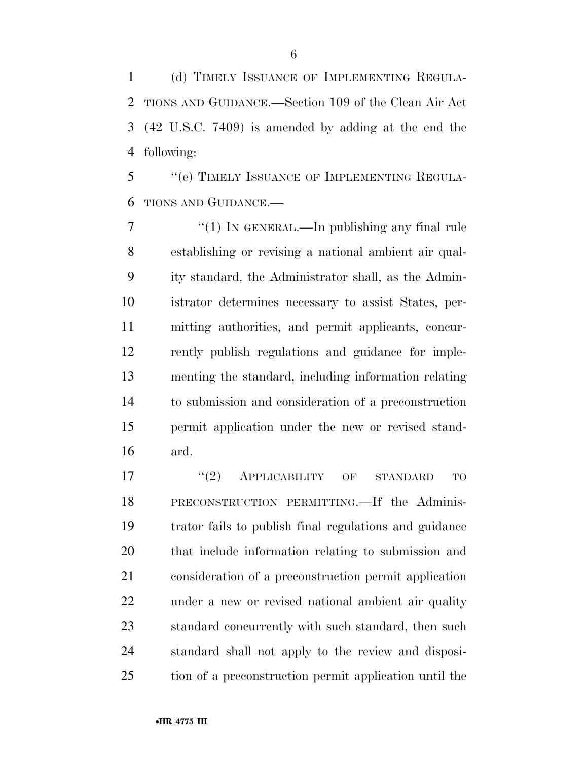(d) TIMELY ISSUANCE OF IMPLEMENTING REGULATIONS AND GUIDANCE.—Section 109 of the Clean Air Act (42 U.S.C. 7409) is amended by adding at the end the following:

"(e) TIMELY ISSUANCE OF IMPLEMENTING REGULATIONS AND GUIDANCE.—

"(1) IN GENERAL.—In publishing any final rule establishing or revising a national ambient air quality standard, the Administrator shall, as the Administrator determines necessary to assist States, permitting authorities, and permit applicants, concurrently publish regulations and guidance for implementing the standard, including information relating to submission and consideration of a preconstruction permit application under the new or revised standard.

"(2) APPLICABILITY OF STANDARD TO PRECONSTRUCTION PERMITTING.—If the Administrator fails to publish final regulations and guidance that include information relating to submission and consideration of a preconstruction permit application under a new or revised national ambient air quality standard concurrently with such standard, then such standard shall not apply to the review and disposition of a preconstruction permit application until the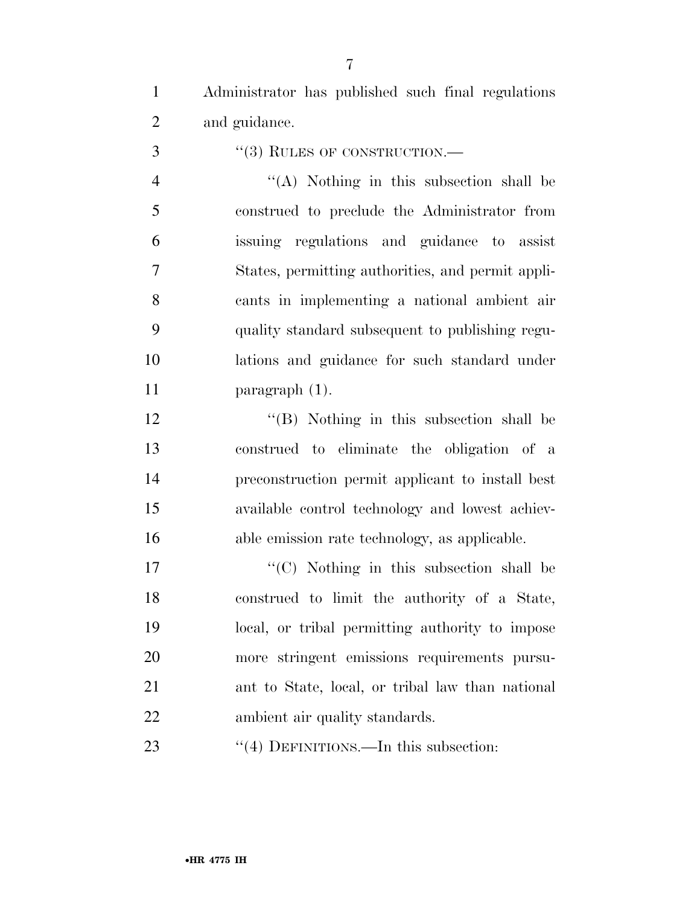Administrator has published such final regulations and guidance.

"(3) RULES OF CONSTRUCTION.—

"(A) Nothing in this subsection shall be construed to preclude the Administrator from issuing regulations and guidance to assist States, permitting authorities, and permit applicants in implementing a national ambient air quality standard subsequent to publishing regulations and guidance for such standard under paragraph (1).

"(B) Nothing in this subsection shall be construed to eliminate the obligation of a preconstruction permit applicant to install best available control technology and lowest achievable emission rate technology, as applicable.

"(C) Nothing in this subsection shall be construed to limit the authority of a State, local, or tribal permitting authority to impose more stringent emissions requirements pursuant to State, local, or tribal law than national ambient air quality standards.

"(4) DEFINITIONS.—In this subsection: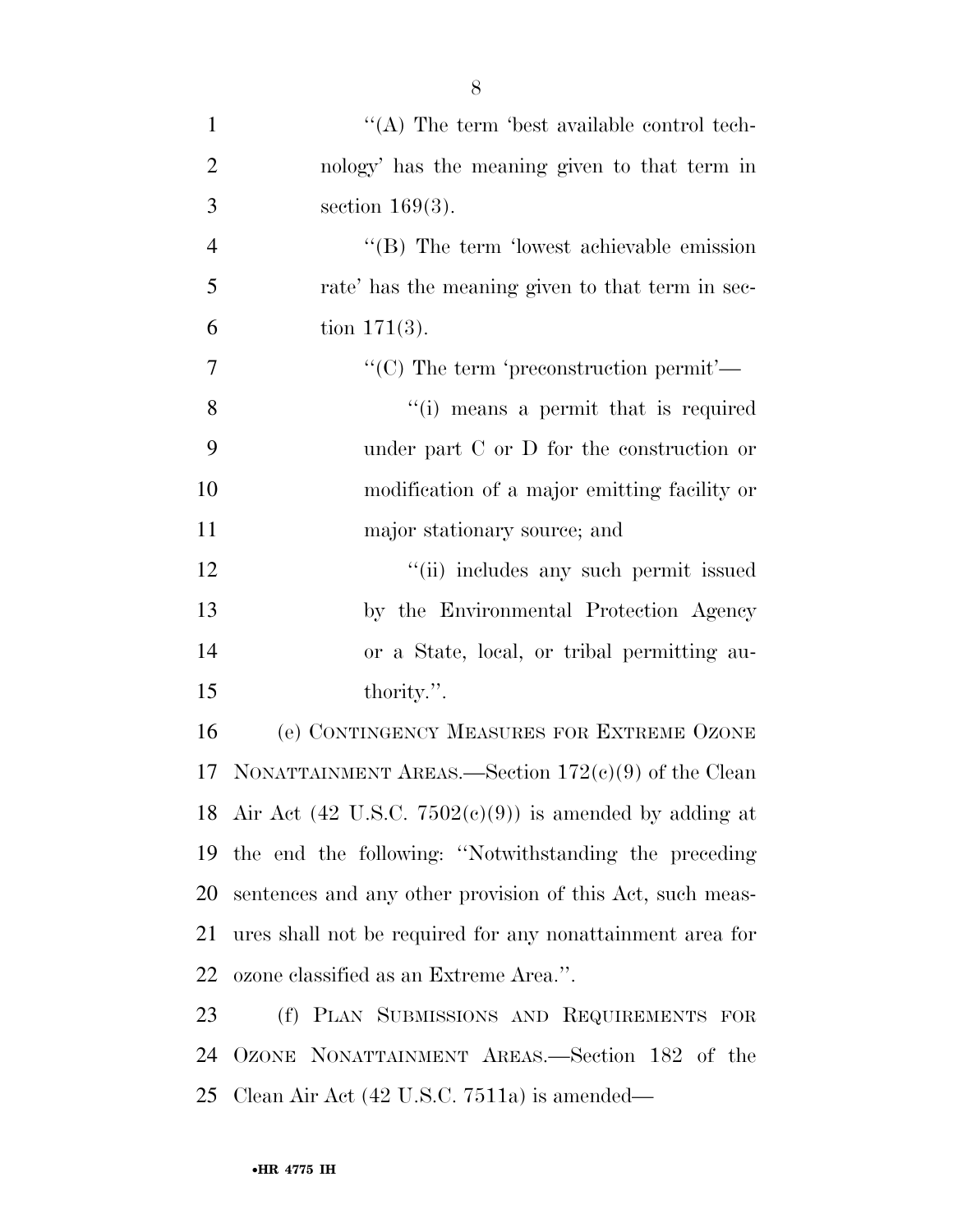"(A) The term 'best available control technology' has the meaning given to that term in section 169(3).

"(B) The term 'lowest achievable emission rate' has the meaning given to that term in section 171(3).

"(C) The term 'preconstruction permit'—

"(i) means a permit that is required under part C or D for the construction or modification of a major emitting facility or major stationary source; and

"(ii) includes any such permit issued by the Environmental Protection Agency or a State, local, or tribal permitting authority.".

(e) CONTINGENCY MEASURES FOR EXTREME OZONE NONATTAINMENT AREAS.—Section 172(c)(9) of the Clean Air Act (42 U.S.C. 7502(c)(9)) is amended by adding at the end the following: "Notwithstanding the preceding sentences and any other provision of this Act, such measures shall not be required for any nonattainment area for ozone classified as an Extreme Area.".

(f) PLAN SUBMISSIONS AND REQUIREMENTS FOR OZONE NONATTAINMENT AREAS.—Section 182 of the Clean Air Act (42 U.S.C. 7511a) is amended—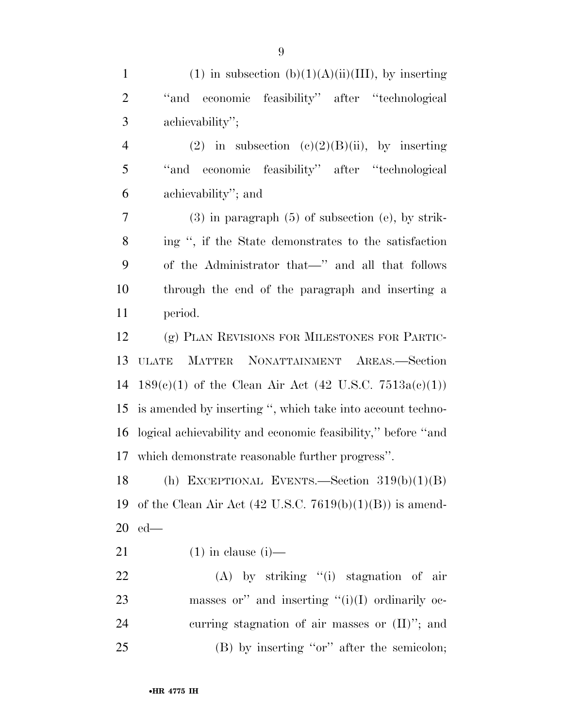(1) in subsection (b)(1)(A)(ii)(III), by inserting ''and economic feasibility'' after ''technological achievability'';

(2) in subsection (c)(2)(B)(ii), by inserting ''and economic feasibility'' after ''technological achievability''; and

(3) in paragraph (5) of subsection (e), by striking '', if the State demonstrates to the satisfaction of the Administrator that—'' and all that follows through the end of the paragraph and inserting a period.

(g) PLAN REVISIONS FOR MILESTONES FOR PARTICULATE MATTER NONATTAINMENT AREAS.—Section 189(c)(1) of the Clean Air Act (42 U.S.C. 7513a(c)(1)) is amended by inserting '', which take into account technological achievability and economic feasibility,'' before ''and which demonstrate reasonable further progress''.

(h) EXCEPTIONAL EVENTS.—Section 319(b)(1)(B) of the Clean Air Act (42 U.S.C. 7619(b)(1)(B)) is amended—

(1) in clause (i)—

(A) by striking ''(i) stagnation of air masses or'' and inserting ''(i)(I) ordinarily occurring stagnation of air masses or (II)''; and

(B) by inserting ''or'' after the semicolon;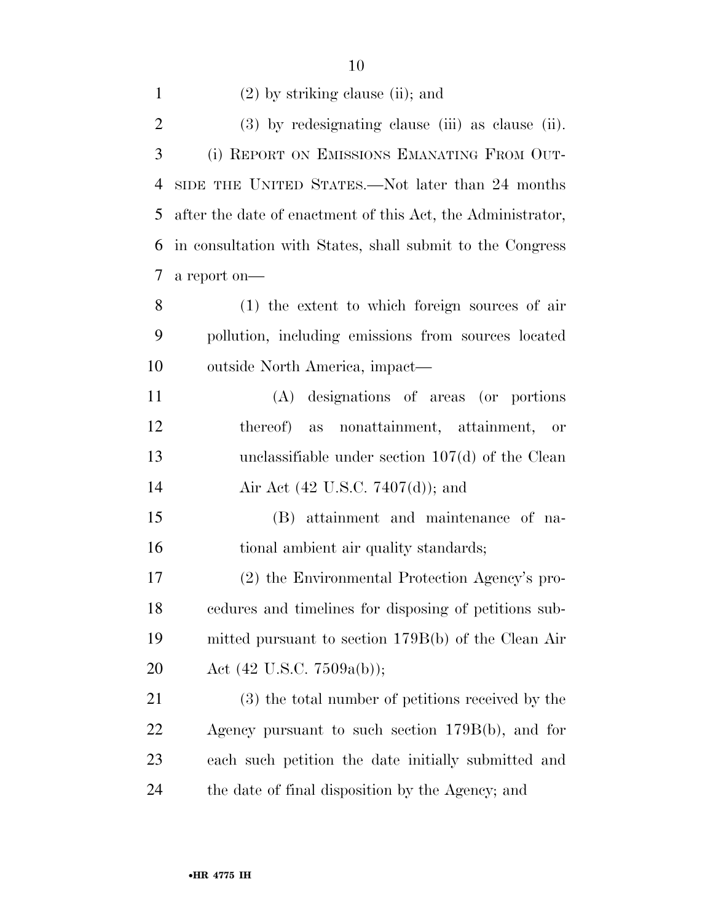(2) by striking clause (ii); and

(3) by redesignating clause (iii) as clause (ii).

(i) REPORT ON EMISSIONS EMANATING FROM OUTSIDE THE UNITED STATES.—Not later than 24 months after the date of enactment of this Act, the Administrator, in consultation with States, shall submit to the Congress a report on—

(1) the extent to which foreign sources of air pollution, including emissions from sources located outside North America, impact—

(A) designations of areas (or portions thereof) as nonattainment, attainment, or unclassifiable under section 107(d) of the Clean Air Act (42 U.S.C. 7407(d)); and

(B) attainment and maintenance of national ambient air quality standards;

(2) the Environmental Protection Agency's procedures and timelines for disposing of petitions submitted pursuant to section 179B(b) of the Clean Air Act (42 U.S.C. 7509a(b));

(3) the total number of petitions received by the Agency pursuant to such section 179B(b), and for each such petition the date initially submitted and the date of final disposition by the Agency; and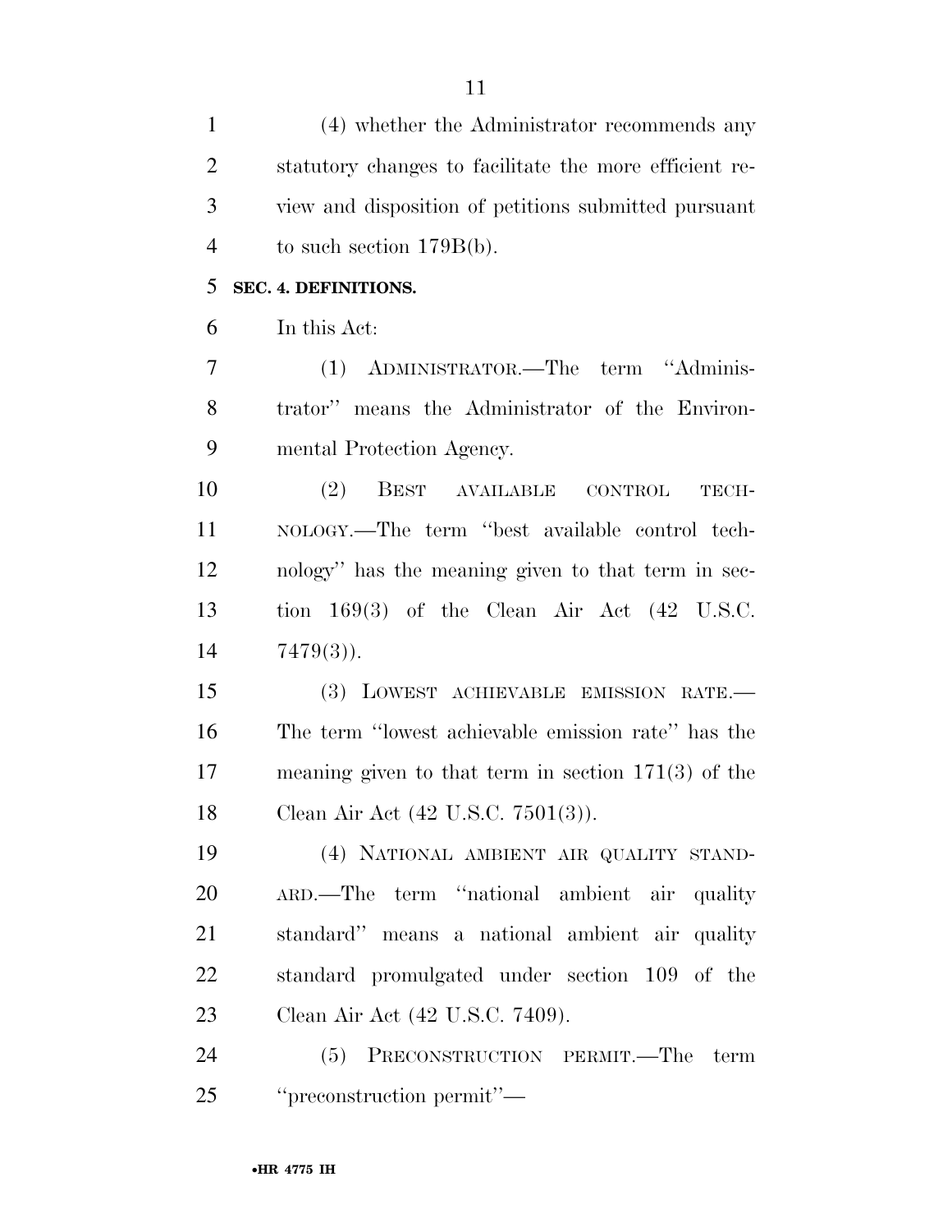(4) whether the Administrator recommends any statutory changes to facilitate the more efficient review and disposition of petitions submitted pursuant to such section 179B(b).

**SEC. 4. DEFINITIONS.**

In this Act:

(1) ADMINISTRATOR.—The term "Administrator" means the Administrator of the Environmental Protection Agency.

(2) BEST AVAILABLE CONTROL TECHNOLOGY.—The term "best available control technology" has the meaning given to that term in section 169(3) of the Clean Air Act (42 U.S.C. 7479(3)).

(3) LOWEST ACHIEVABLE EMISSION RATE.—The term "lowest achievable emission rate" has the meaning given to that term in section 171(3) of the Clean Air Act (42 U.S.C. 7501(3)).

(4) NATIONAL AMBIENT AIR QUALITY STANDARD.—The term "national ambient air quality standard" means a national ambient air quality standard promulgated under section 109 of the Clean Air Act (42 U.S.C. 7409).

(5) PRECONSTRUCTION PERMIT.—The term "preconstruction permit"—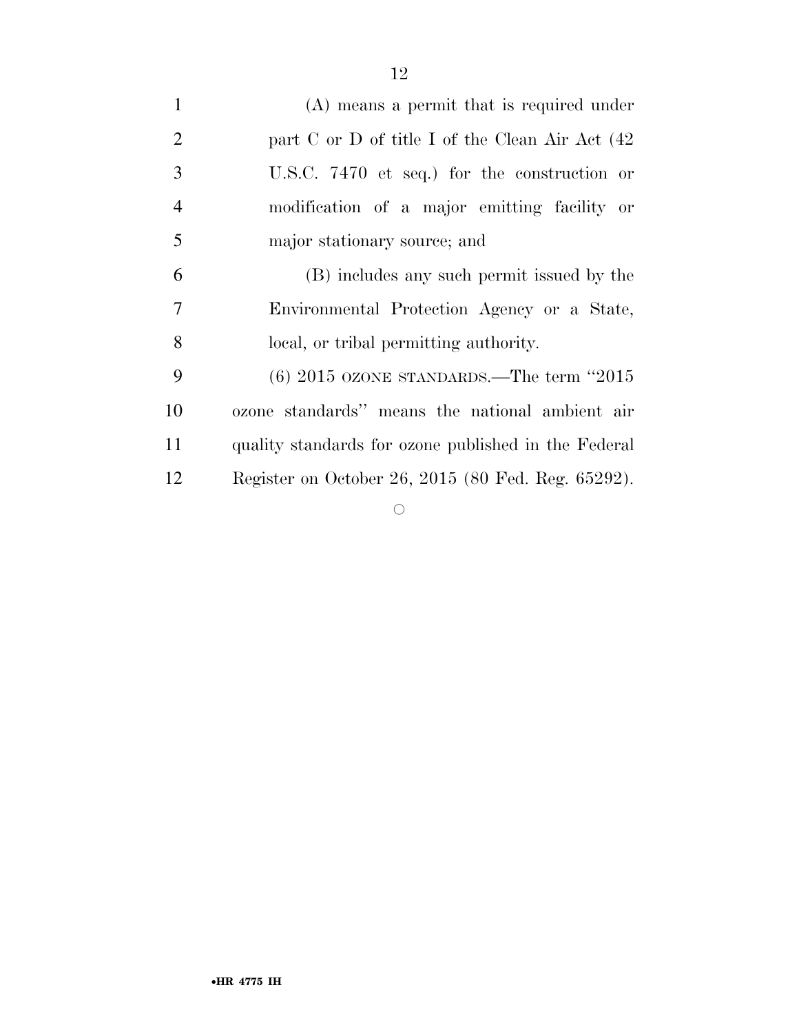(A) means a permit that is required under part C or D of title I of the Clean Air Act (42 U.S.C. 7470 et seq.) for the construction or modification of a major emitting facility or major stationary source; and

(B) includes any such permit issued by the Environmental Protection Agency or a State, local, or tribal permitting authority.

(6) 2015 OZONE STANDARDS.—The term "2015 ozone standards" means the national ambient air quality standards for ozone published in the Federal Register on October 26, 2015 (80 Fed. Reg. 65292).

○